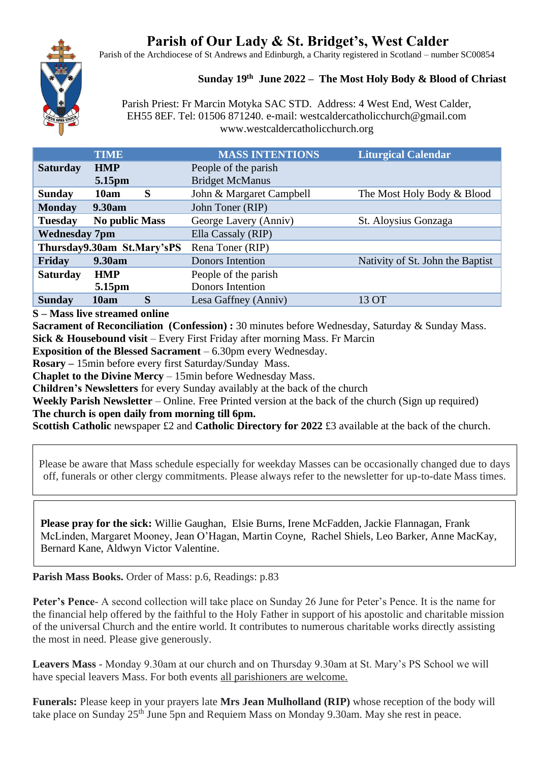# Parish of Our Lady & St. Bridget's, West Calder

Parish of the Archdiocese of St Andrews and Edinburgh, a Charity registered in Scotland – number SC00854

**Sunday 19th June 2022 – The Most Holy Body & Blood of Chriast**

Parish Priest: Fr Marcin Motyka SAC STD. Address: 4 West End, West Calder, EH55 8EF. Tel: 01506 871240. e-mail: westcaldercatholicchurch@gmail.com www.westcaldercatholicchurch.org

| TIME | | | MASS INTENTIONS | Liturgical Calendar |
|---|---|---|---|---|
| **Saturday** | **HMP** | | People of the parish | |
| | **5.15pm** | | Bridget McManus | |
| **Sunday** | **10am** | **S** | John & Margaret Campbell | The Most Holy Body & Blood |
| **Monday** | **9.30am** | | John Toner (RIP) | |
| **Tuesday** | **No public Mass** | | George Lavery (Anniv) | St. Aloysius Gonzaga |
| **Wednesday 7pm** | | | Ella Cassaly (RIP) | |
| **Thursday9.30am St.Mary'sPS** | | | Rena Toner (RIP) | |
| **Friday** | **9.30am** | | Donors Intention | Nativity of St. John the Baptist |
| **Saturday** | **HMP** | | People of the parish | |
| | **5.15pm** | | Donors Intention | |
| **Sunday** | **10am** | **S** | Lesa Gaffney (Anniv) | 13 OT |

**S – Mass live streamed online**
**Sacrament of Reconciliation (Confession) :** 30 minutes before Wednesday, Saturday & Sunday Mass.
**Sick & Housebound visit** – Every First Friday after morning Mass. Fr Marcin
**Exposition of the Blessed Sacrament** – 6.30pm every Wednesday.
**Rosary –** 15min before every first Saturday/Sunday Mass.
**Chaplet to the Divine Mercy** – 15min before Wednesday Mass.
**Children's Newsletters** for every Sunday availably at the back of the church
**Weekly Parish Newsletter** – Online. Free Printed version at the back of the church (Sign up required)
**The church is open daily from morning till 6pm.**
**Scottish Catholic** newspaper £2 and **Catholic Directory for 2022** £3 available at the back of the church.

Please be aware that Mass schedule especially for weekday Masses can be occasionally changed due to days off, funerals or other clergy commitments. Please always refer to the newsletter for up-to-date Mass times.

**Please pray for the sick:** Willie Gaughan, Elsie Burns, Irene McFadden, Jackie Flannagan, Frank McLinden, Margaret Mooney, Jean O'Hagan, Martin Coyne, Rachel Shiels, Leo Barker, Anne MacKay, Bernard Kane, Aldwyn Victor Valentine.

**Parish Mass Books.** Order of Mass: p.6, Readings: p.83

**Peter's Pence**- A second collection will take place on Sunday 26 June for Peter's Pence. It is the name for the financial help offered by the faithful to the Holy Father in support of his apostolic and charitable mission of the universal Church and the entire world. It contributes to numerous charitable works directly assisting the most in need. Please give generously.

**Leavers Mass** - Monday 9.30am at our church and on Thursday 9.30am at St. Mary's PS School we will have special leavers Mass. For both events all parishioners are welcome.

**Funerals:** Please keep in your prayers late **Mrs Jean Mulholland (RIP)** whose reception of the body will take place on Sunday 25th June 5pn and Requiem Mass on Monday 9.30am. May she rest in peace.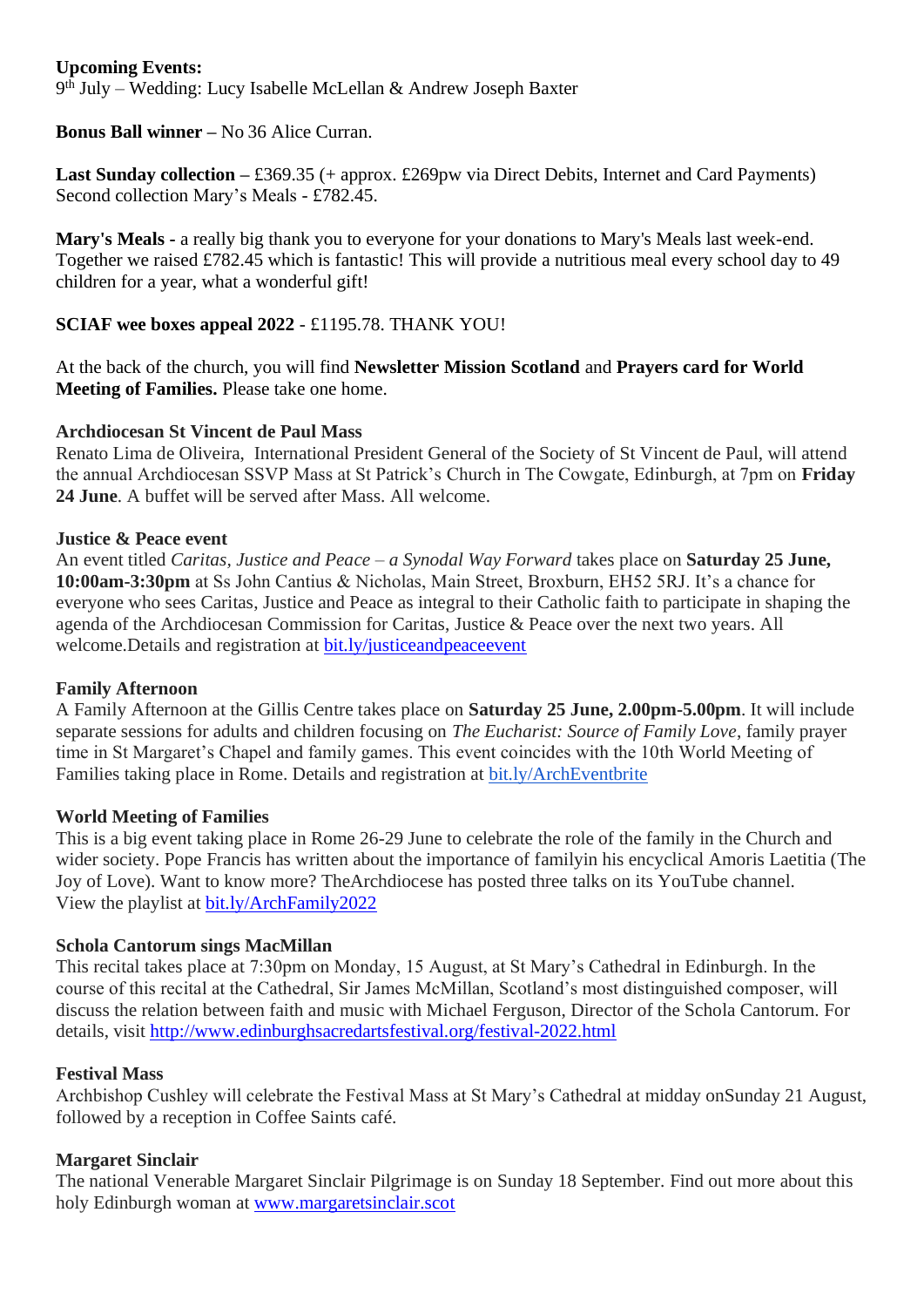**Upcoming Events:**
9th July – Wedding: Lucy Isabelle McLellan & Andrew Joseph Baxter

**Bonus Ball winner –** No 36 Alice Curran.

**Last Sunday collection –** £369.35 (+ approx. £269pw via Direct Debits, Internet and Card Payments)
Second collection Mary's Meals - £782.45.

**Mary's Meals -** a really big thank you to everyone for your donations to Mary's Meals last week-end. Together we raised £782.45 which is fantastic! This will provide a nutritious meal every school day to 49 children for a year, what a wonderful gift!

**SCIAF wee boxes appeal 2022** - £1195.78. THANK YOU!

At the back of the church, you will find **Newsletter Mission Scotland** and **Prayers card for World Meeting of Families.** Please take one home.

**Archdiocesan St Vincent de Paul Mass**
Renato Lima de Oliveira, International President General of the Society of St Vincent de Paul, will attend the annual Archdiocesan SSVP Mass at St Patrick's Church in The Cowgate, Edinburgh, at 7pm on **Friday 24 June**. A buffet will be served after Mass. All welcome.

**Justice & Peace event**
An event titled *Caritas, Justice and Peace – a Synodal Way Forward* takes place on **Saturday 25 June, 10:00am-3:30pm** at Ss John Cantius & Nicholas, Main Street, Broxburn, EH52 5RJ. It's a chance for everyone who sees Caritas, Justice and Peace as integral to their Catholic faith to participate in shaping the agenda of the Archdiocesan Commission for Caritas, Justice & Peace over the next two years. All welcome.Details and registration at bit.ly/justiceandpeaceevent

**Family Afternoon**
A Family Afternoon at the Gillis Centre takes place on **Saturday 25 June, 2.00pm-5.00pm**. It will include separate sessions for adults and children focusing on *The Eucharist: Source of Family Love*, family prayer time in St Margaret's Chapel and family games. This event coincides with the 10th World Meeting of Families taking place in Rome. Details and registration at bit.ly/ArchEventbrite

**World Meeting of Families**
This is a big event taking place in Rome 26-29 June to celebrate the role of the family in the Church and wider society. Pope Francis has written about the importance of familyin his encyclical Amoris Laetitia (The Joy of Love). Want to know more? TheArchdiocese has posted three talks on its YouTube channel. View the playlist at bit.ly/ArchFamily2022

**Schola Cantorum sings MacMillan**
This recital takes place at 7:30pm on Monday, 15 August, at St Mary's Cathedral in Edinburgh. In the course of this recital at the Cathedral, Sir James McMillan, Scotland's most distinguished composer, will discuss the relation between faith and music with Michael Ferguson, Director of the Schola Cantorum. For details, visit http://www.edinburghsacredartsfestival.org/festival-2022.html

**Festival Mass**
Archbishop Cushley will celebrate the Festival Mass at St Mary's Cathedral at midday onSunday 21 August, followed by a reception in Coffee Saints café.

**Margaret Sinclair**
The national Venerable Margaret Sinclair Pilgrimage is on Sunday 18 September. Find out more about this holy Edinburgh woman at www.margaretsinclair.scot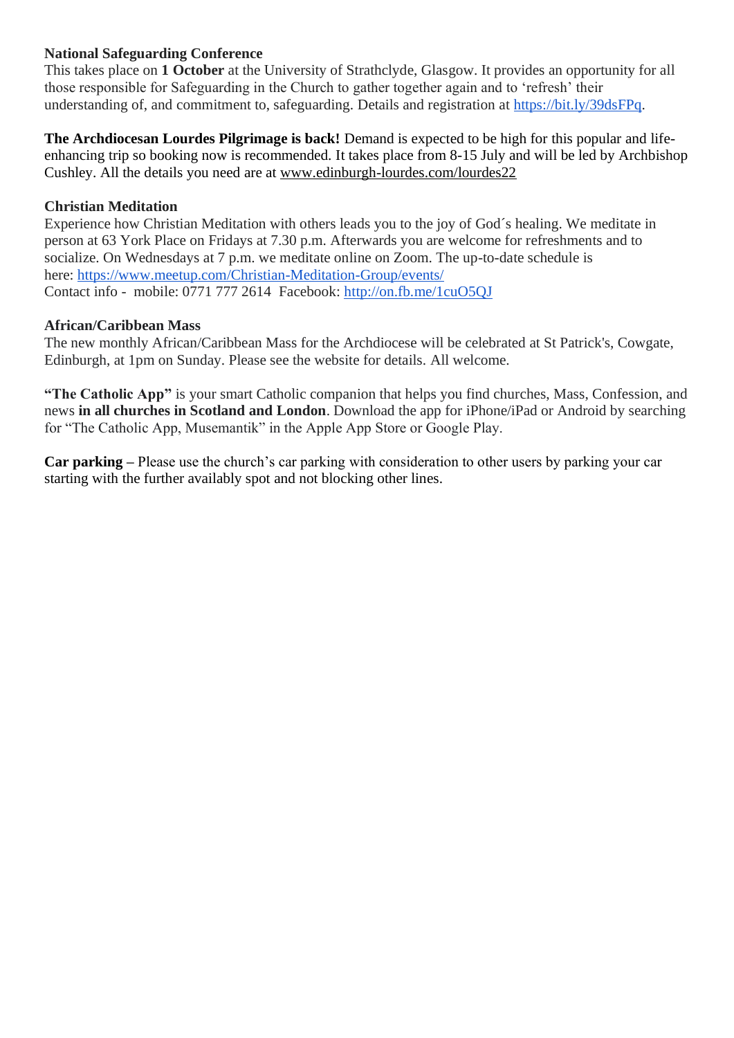**National Safeguarding Conference**
This takes place on **1 October** at the University of Strathclyde, Glasgow. It provides an opportunity for all those responsible for Safeguarding in the Church to gather together again and to 'refresh' their understanding of, and commitment to, safeguarding. Details and registration at https://bit.ly/39dsFPq.

**The Archdiocesan Lourdes Pilgrimage is back!** Demand is expected to be high for this popular and life-enhancing trip so booking now is recommended. It takes place from 8-15 July and will be led by Archbishop Cushley. All the details you need are at www.edinburgh-lourdes.com/lourdes22

**Christian Meditation**
Experience how Christian Meditation with others leads you to the joy of God´s healing. We meditate in person at 63 York Place on Fridays at 7.30 p.m. Afterwards you are welcome for refreshments and to socialize. On Wednesdays at 7 p.m. we meditate online on Zoom. The up-to-date schedule is here: https://www.meetup.com/Christian-Meditation-Group/events/
Contact info - mobile: 0771 777 2614 Facebook: http://on.fb.me/1cuO5QJ

**African/Caribbean Mass**
The new monthly African/Caribbean Mass for the Archdiocese will be celebrated at St Patrick's, Cowgate, Edinburgh, at 1pm on Sunday. Please see the website for details. All welcome.

**"The Catholic App"** is your smart Catholic companion that helps you find churches, Mass, Confession, and news **in all churches in Scotland and London**. Download the app for iPhone/iPad or Android by searching for "The Catholic App, Musemantik" in the Apple App Store or Google Play.

**Car parking –** Please use the church's car parking with consideration to other users by parking your car starting with the further availably spot and not blocking other lines.